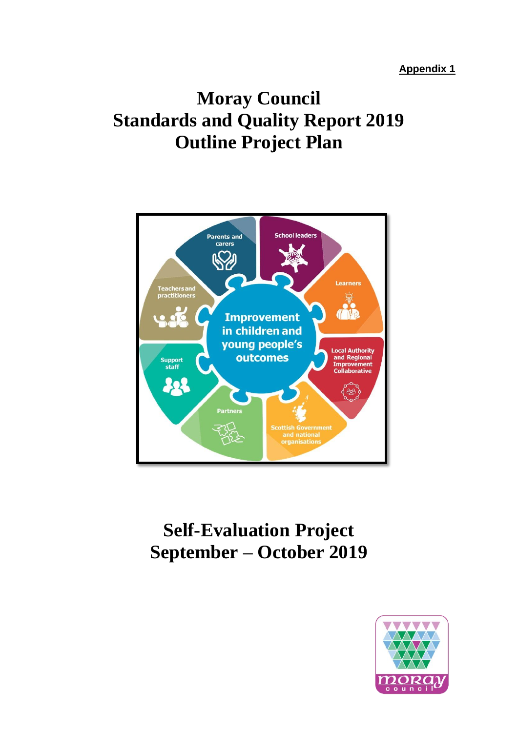**Appendix 1**

# Moray Council
# Standards and Quality Report 2019
# Outline Project Plan

## Self-Evaluation Project
## September – October 2019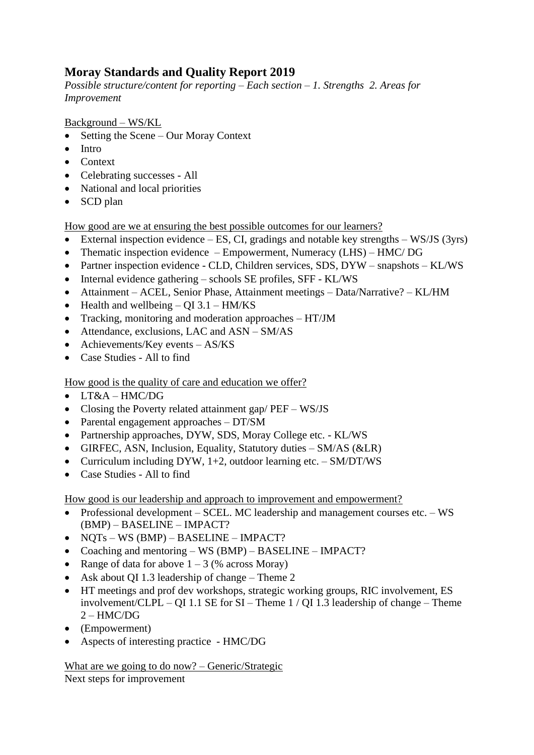# Moray Standards and Quality Report 2019

*Possible structure/content for reporting – Each section – 1. Strengths 2. Areas for Improvement*

<u>Background – WS/KL</u>

- Setting the Scene – Our Moray Context
- Intro
- Context
- Celebrating successes - All
- National and local priorities
- SCD plan

<u>How good are we at ensuring the best possible outcomes for our learners?</u>

- External inspection evidence – ES, CI, gradings and notable key strengths – WS/JS (3yrs)
- Thematic inspection evidence – Empowerment, Numeracy (LHS) – HMC/ DG
- Partner inspection evidence - CLD, Children services, SDS, DYW – snapshots – KL/WS
- Internal evidence gathering – schools SE profiles, SFF - KL/WS
- Attainment – ACEL, Senior Phase, Attainment meetings – Data/Narrative? – KL/HM
- Health and wellbeing – QI 3.1 – HM/KS
- Tracking, monitoring and moderation approaches – HT/JM
- Attendance, exclusions, LAC and ASN – SM/AS
- Achievements/Key events – AS/KS
- Case Studies - All to find

<u>How good is the quality of care and education we offer?</u>

- LT&A – HMC/DG
- Closing the Poverty related attainment gap/ PEF – WS/JS
- Parental engagement approaches – DT/SM
- Partnership approaches, DYW, SDS, Moray College etc. - KL/WS
- GIRFEC, ASN, Inclusion, Equality, Statutory duties – SM/AS (&LR)
- Curriculum including DYW, 1+2, outdoor learning etc. – SM/DT/WS
- Case Studies - All to find

<u>How good is our leadership and approach to improvement and empowerment?</u>

- Professional development – SCEL. MC leadership and management courses etc. – WS (BMP) – BASELINE – IMPACT?
- NQTs – WS (BMP) – BASELINE – IMPACT?
- Coaching and mentoring – WS (BMP) – BASELINE – IMPACT?
- Range of data for above 1 – 3 (% across Moray)
- Ask about QI 1.3 leadership of change – Theme 2
- HT meetings and prof dev workshops, strategic working groups, RIC involvement, ES involvement/CLPL – QI 1.1 SE for SI – Theme 1 / QI 1.3 leadership of change – Theme 2 – HMC/DG
- (Empowerment)
- Aspects of interesting practice - HMC/DG

<u>What are we going to do now? – Generic/Strategic</u>

Next steps for improvement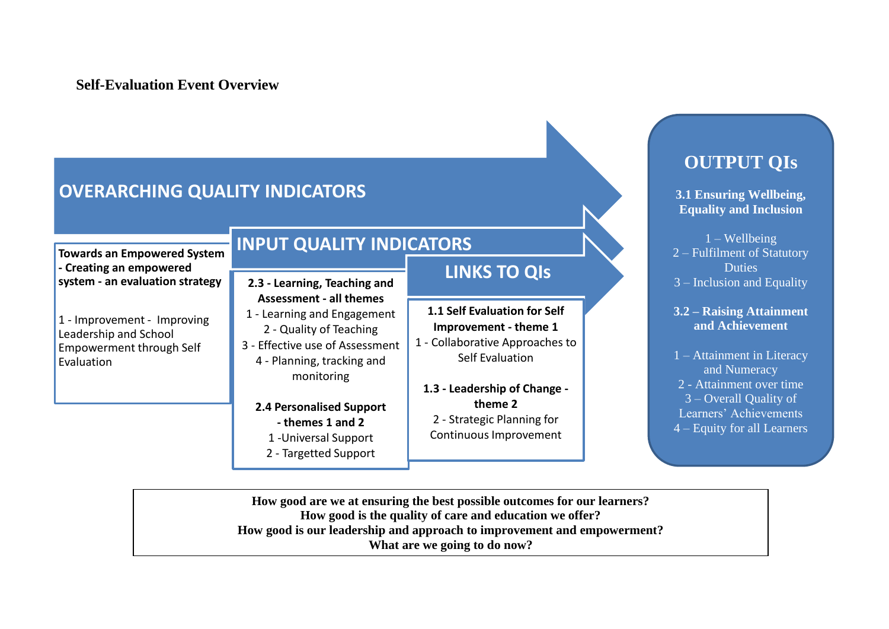**Self-Evaluation Event Overview**

## OVERARCHING QUALITY INDICATORS

**Towards an Empowered System - Creating an empowered system - an evaluation strategy**

1 - Improvement - Improving Leadership and School Empowerment through Self Evaluation

## INPUT QUALITY INDICATORS

**2.3 - Learning, Teaching and Assessment - all themes**

1 - Learning and Engagement
2 - Quality of Teaching
3 - Effective use of Assessment
4 - Planning, tracking and monitoring

**2.4 Personalised Support - themes 1 and 2**

1 -Universal Support
2 - Targetted Support

## LINKS TO QIs

**1.1 Self Evaluation for Self Improvement - theme 1**

1 - Collaborative Approaches to Self Evaluation

**1.3 - Leadership of Change - theme 2**

2 - Strategic Planning for Continuous Improvement

## OUTPUT QIs

**3.1 Ensuring Wellbeing, Equality and Inclusion**

1 – Wellbeing
2 – Fulfilment of Statutory Duties
3 – Inclusion and Equality

**3.2 – Raising Attainment and Achievement**

1 – Attainment in Literacy and Numeracy
2 - Attainment over time
3 – Overall Quality of Learners' Achievements
4 – Equity for all Learners

**How good are we at ensuring the best possible outcomes for our learners?**
**How good is the quality of care and education we offer?**
**How good is our leadership and approach to improvement and empowerment?**
**What are we going to do now?**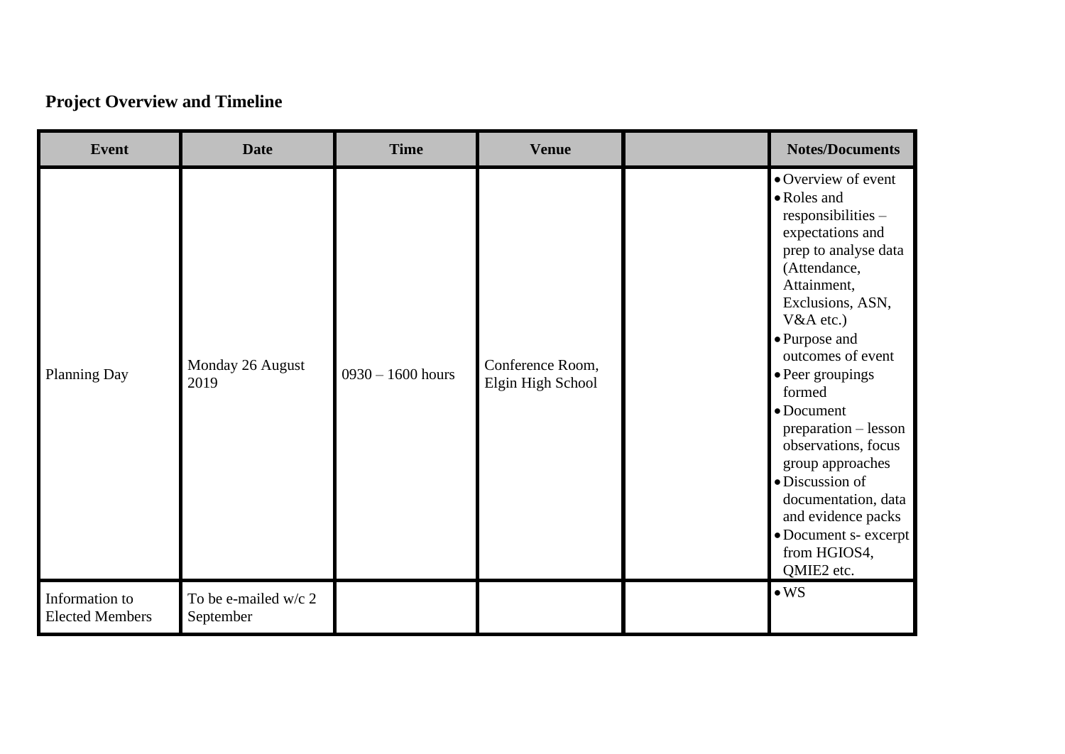**Project Overview and Timeline**

| Event | Date | Time | Venue | | Notes/Documents |
|---|---|---|---|---|---|
| Planning Day | Monday 26 August 2019 | 0930 – 1600 hours | Conference Room, Elgin High School | | • Overview of event<br>• Roles and responsibilities – expectations and prep to analyse data (Attendance, Attainment, Exclusions, ASN, V&A etc.)<br>• Purpose and outcomes of event<br>• Peer groupings formed<br>• Document preparation – lesson observations, focus group approaches<br>• Discussion of documentation, data and evidence packs<br>• Document s- excerpt from HGIOS4, QMIE2 etc. |
| Information to Elected Members | To be e-mailed w/c 2 September | | | | • WS |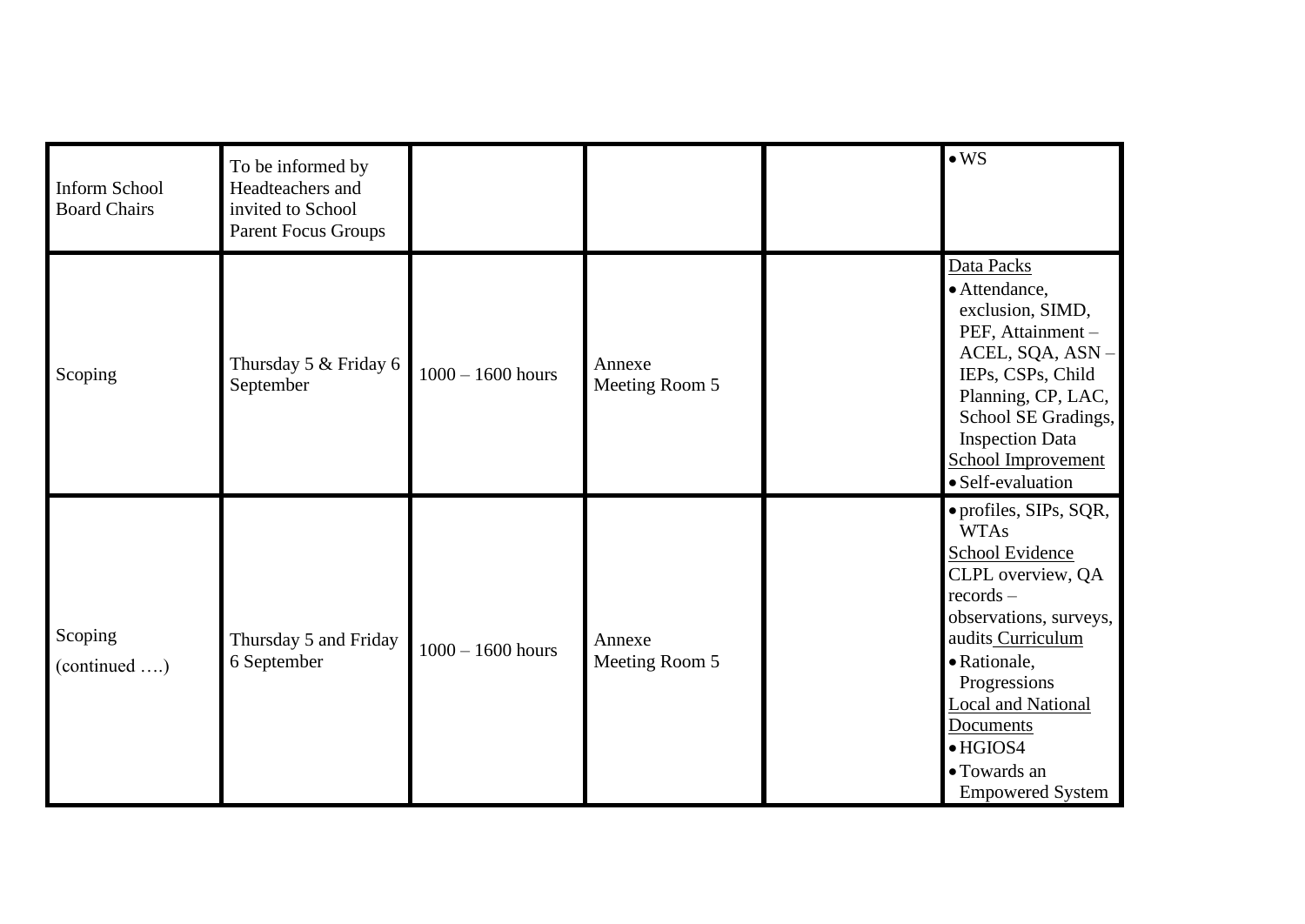| | | | | | |
|---|---|---|---|---|---|
| Inform School Board Chairs | To be informed by Headteachers and invited to School Parent Focus Groups | | | | • WS |
| Scoping | Thursday 5 & Friday 6 September | 1000 – 1600 hours | Annexe Meeting Room 5 | | Data Packs<br>• Attendance, exclusion, SIMD, PEF, Attainment – ACEL, SQA, ASN – IEPs, CSPs, Child Planning, CP, LAC, School SE Gradings, Inspection Data<br>School Improvement<br>• Self-evaluation |
| Scoping (continued ….) | Thursday 5 and Friday 6 September | 1000 – 1600 hours | Annexe Meeting Room 5 | | • profiles, SIPs, SQR, WTAs<br>School Evidence<br>CLPL overview, QA records – observations, surveys, audits Curriculum<br>• Rationale, Progressions<br>Local and National Documents<br>• HGIOS4<br>• Towards an Empowered System |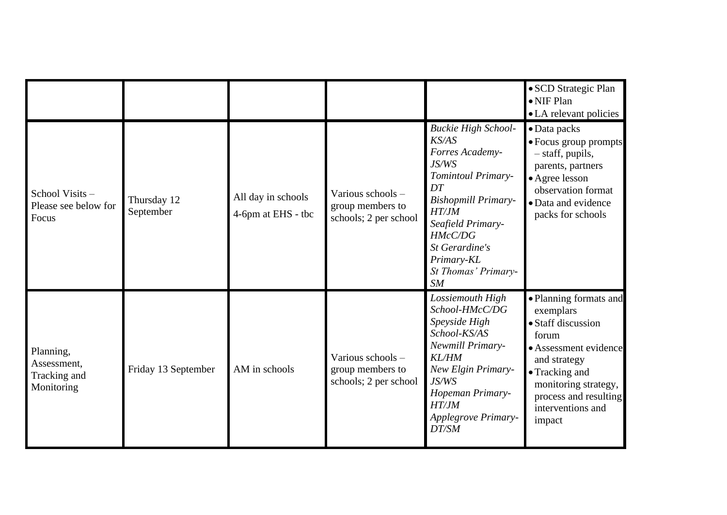| | | | | | |
|---|---|---|---|---|---|
| | | | | | • SCD Strategic Plan<br>• NIF Plan<br>• LA relevant policies |
| School Visits – Please see below for Focus | Thursday 12 September | All day in schools<br>4-6pm at EHS - tbc | Various schools – group members to schools; 2 per school | *Buckie High School-KS/AS*<br>*Forres Academy-JS/WS*<br>*Tomintoul Primary-DT*<br>*Bishopmill Primary-HT/JM*<br>*Seafield Primary-HMcC/DG*<br>*St Gerardine's Primary-KL*<br>*St Thomas' Primary-SM* | • Data packs<br>• Focus group prompts – staff, pupils, parents, partners<br>• Agree lesson observation format<br>• Data and evidence packs for schools |
| Planning, Assessment, Tracking and Monitoring | Friday 13 September | AM in schools | Various schools – group members to schools; 2 per school | *Lossiemouth High School-HMcC/DG*<br>*Speyside High School-KS/AS*<br>*Newmill Primary-KL/HM*<br>*New Elgin Primary-JS/WS*<br>*Hopeman Primary-HT/JM*<br>*Applegrove Primary-DT/SM* | • Planning formats and exemplars<br>• Staff discussion forum<br>• Assessment evidence and strategy<br>• Tracking and monitoring strategy, process and resulting interventions and impact |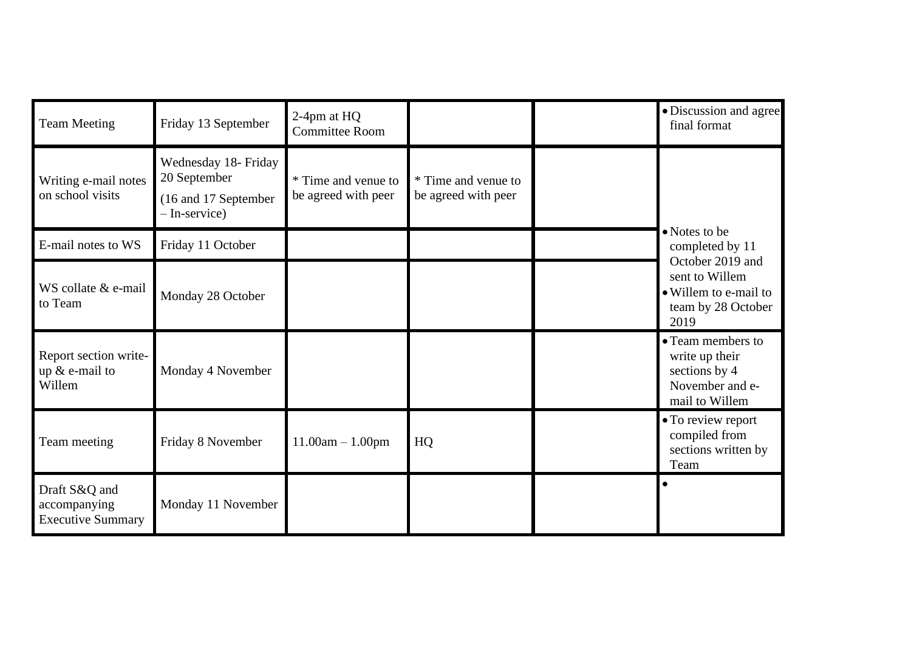| Team Meeting | Friday 13 September | 2-4pm at HQ Committee Room | | | • Discussion and agree final format |
|---|---|---|---|---|---|
| Writing e-mail notes on school visits | Wednesday 18- Friday 20 September (16 and 17 September – In-service) | * Time and venue to be agreed with peer | * Time and venue to be agreed with peer | | • Notes to be completed by 11 October 2019 and sent to Willem • Willem to e-mail to team by 28 October 2019 |
| E-mail notes to WS | Friday 11 October | | | | |
| WS collate & e-mail to Team | Monday 28 October | | | | |
| Report section write-up & e-mail to Willem | Monday 4 November | | | | • Team members to write up their sections by 4 November and e-mail to Willem |
| Team meeting | Friday 8 November | 11.00am – 1.00pm | HQ | | • To review report compiled from sections written by Team |
| Draft S&Q and accompanying Executive Summary | Monday 11 November | | | | • |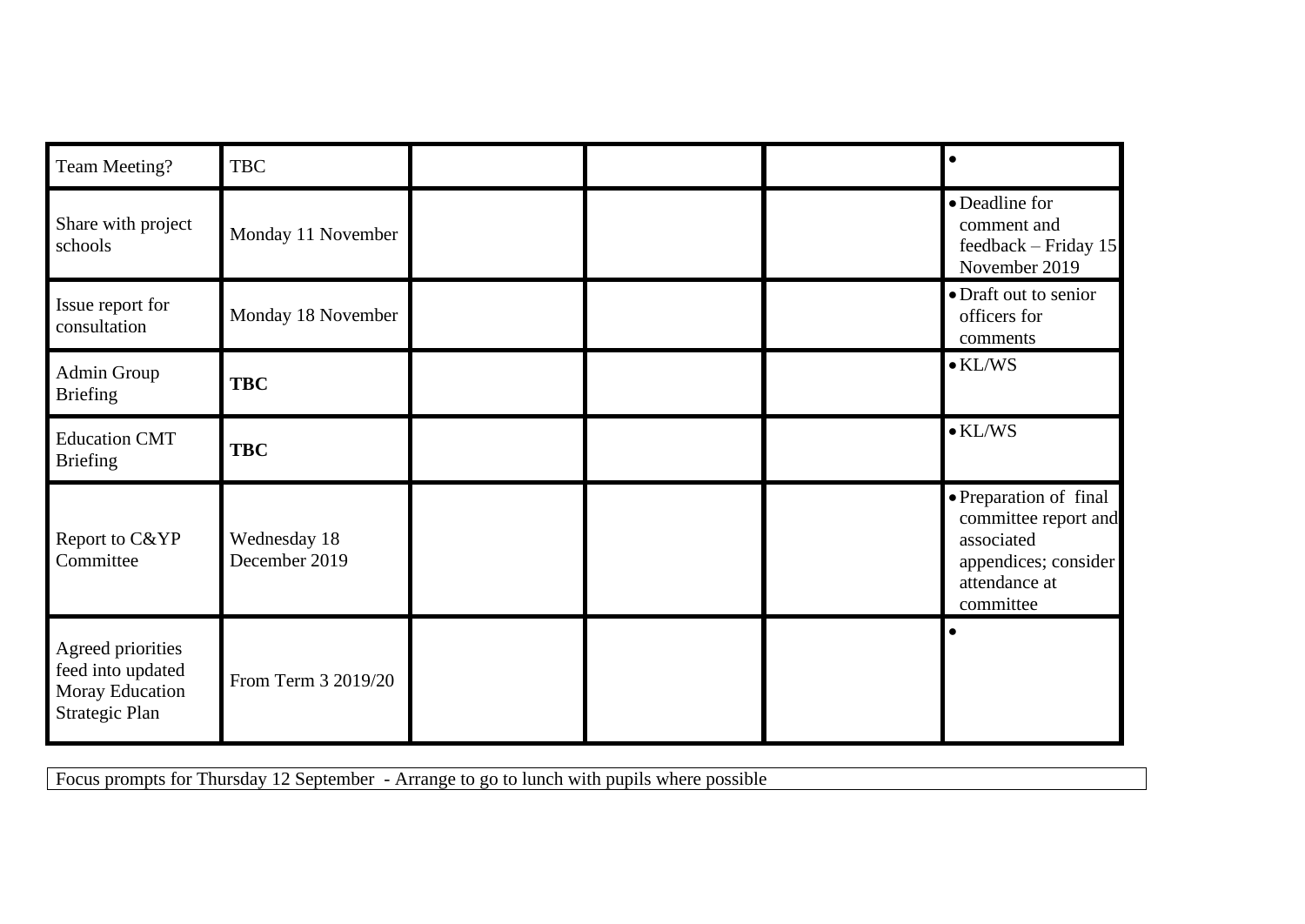| Team Meeting? | TBC | | | | • |
|---|---|---|---|---|---|
| Share with project schools | Monday 11 November | | | | • Deadline for comment and feedback – Friday 15 November 2019 |
| Issue report for consultation | Monday 18 November | | | | • Draft out to senior officers for comments |
| Admin Group Briefing | **TBC** | | | | • KL/WS |
| Education CMT Briefing | **TBC** | | | | • KL/WS |
| Report to C&YP Committee | Wednesday 18 December 2019 | | | | • Preparation of final committee report and associated appendices; consider attendance at committee |
| Agreed priorities feed into updated Moray Education Strategic Plan | From Term 3 2019/20 | | | | • |

| Focus prompts for Thursday 12 September - Arrange to go to lunch with pupils where possible |
|---|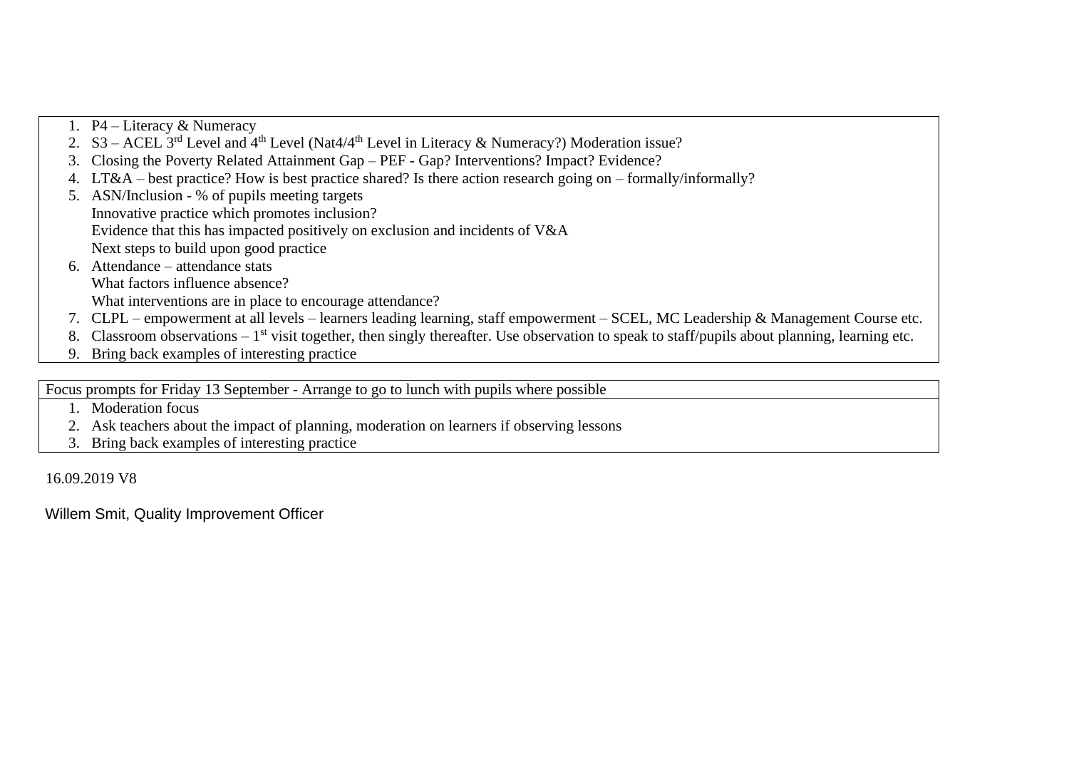1. P4 – Literacy & Numeracy
2. S3 – ACEL 3rd Level and 4th Level (Nat4/4th Level in Literacy & Numeracy?) Moderation issue?
3. Closing the Poverty Related Attainment Gap – PEF - Gap? Interventions? Impact? Evidence?
4. LT&A – best practice? How is best practice shared? Is there action research going on – formally/informally?
5. ASN/Inclusion - % of pupils meeting targets
   Innovative practice which promotes inclusion?
   Evidence that this has impacted positively on exclusion and incidents of V&A
   Next steps to build upon good practice
6. Attendance – attendance stats
   What factors influence absence?
   What interventions are in place to encourage attendance?
7. CLPL – empowerment at all levels – learners leading learning, staff empowerment – SCEL, MC Leadership & Management Course etc.
8. Classroom observations – 1st visit together, then singly thereafter. Use observation to speak to staff/pupils about planning, learning etc.
9. Bring back examples of interesting practice

| Focus prompts for Friday 13 September - Arrange to go to lunch with pupils where possible |
|---|
| 1. Moderation focus<br>2. Ask teachers about the impact of planning, moderation on learners if observing lessons<br>3. Bring back examples of interesting practice |

16.09.2019 V8

Willem Smit, Quality Improvement Officer